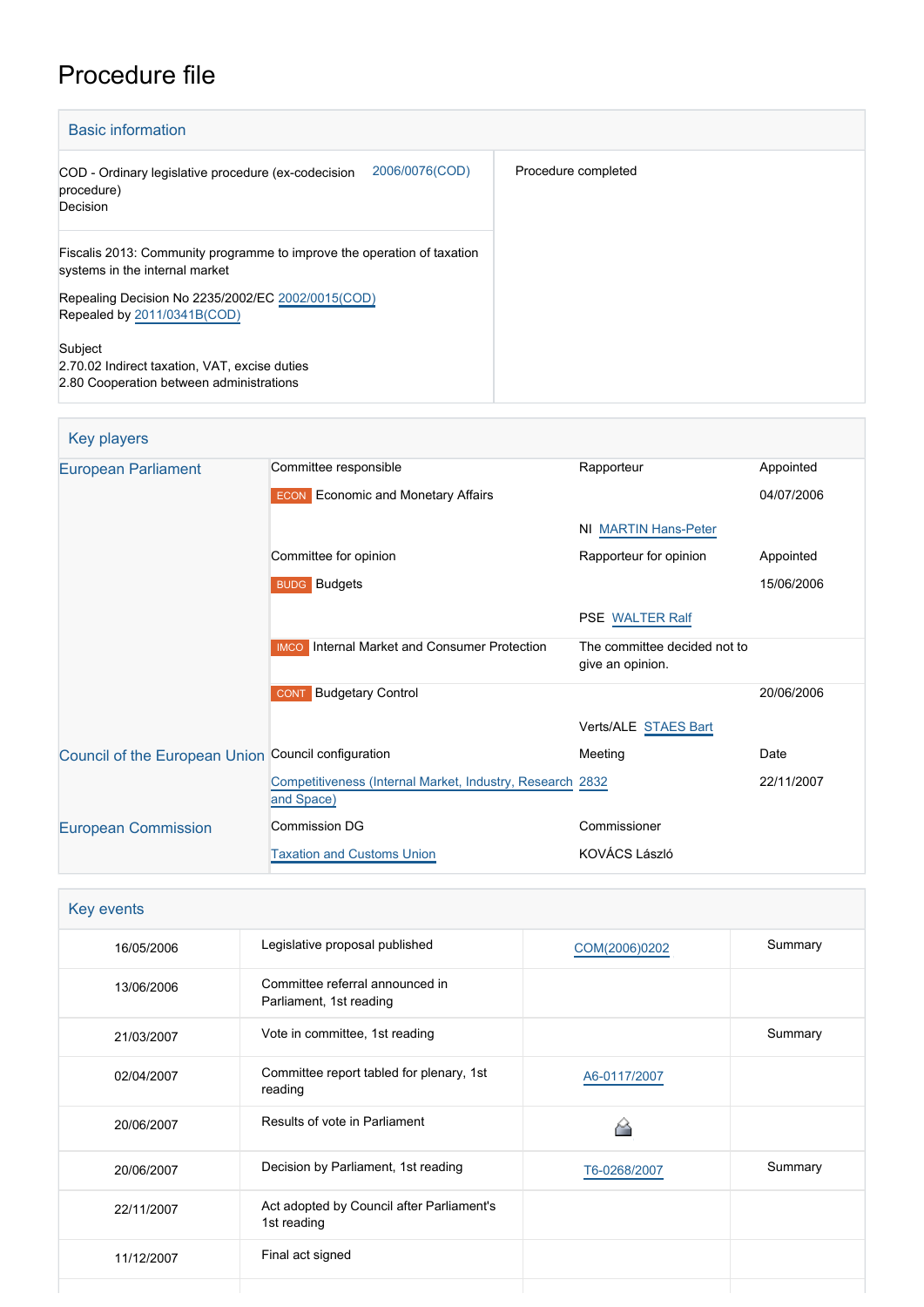# Procedure file

## Basic information

| | |
|---|---|
| COD - Ordinary legislative procedure (ex-codecision procedure) Decision 2006/0076(COD) | Procedure completed |
| Fiscalis 2013: Community programme to improve the operation of taxation systems in the internal market<br><br>Repealing Decision No 2235/2002/EC 2002/0015(COD)<br>Repealed by 2011/0341B(COD)<br><br>Subject<br>2.70.02 Indirect taxation, VAT, excise duties<br>2.80 Cooperation between administrations | |

## Key players

| | | | |
|---|---|---|---|
| European Parliament | Committee responsible | Rapporteur | Appointed |
| | ECON Economic and Monetary Affairs | | 04/07/2006 |
| | | NI MARTIN Hans-Peter | |
| | Committee for opinion | Rapporteur for opinion | Appointed |
| | BUDG Budgets | | 15/06/2006 |
| | | PSE WALTER Ralf | |
| | IMCO Internal Market and Consumer Protection | The committee decided not to give an opinion. | |
| | CONT Budgetary Control | | 20/06/2006 |
| | | Verts/ALE STAES Bart | |
| Council of the European Union | Council configuration | Meeting | Date |
| | Competitiveness (Internal Market, Industry, Research and Space) | 2832 | 22/11/2007 |
| European Commission | Commission DG | Commissioner | |
| | Taxation and Customs Union | KOVÁCS László | |

## Key events

| | | | |
|---|---|---|---|
| 16/05/2006 | Legislative proposal published | COM(2006)0202 | Summary |
| 13/06/2006 | Committee referral announced in Parliament, 1st reading | | |
| 21/03/2007 | Vote in committee, 1st reading | | Summary |
| 02/04/2007 | Committee report tabled for plenary, 1st reading | A6-0117/2007 | |
| 20/06/2007 | Results of vote in Parliament | | |
| 20/06/2007 | Decision by Parliament, 1st reading | T6-0268/2007 | Summary |
| 22/11/2007 | Act adopted by Council after Parliament's 1st reading | | |
| 11/12/2007 | Final act signed | | |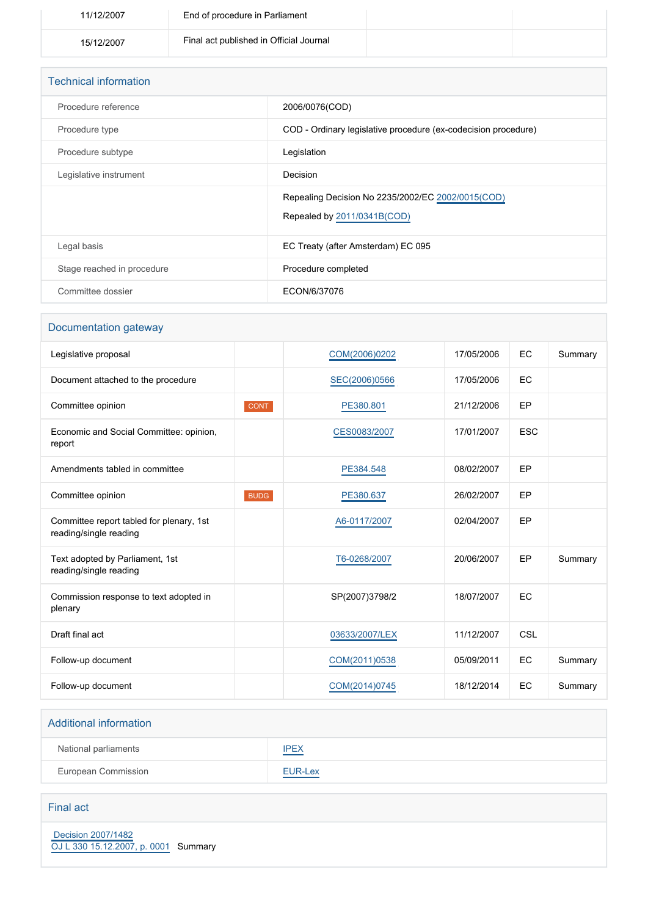| | | | |
|---|---|---|---|
| 11/12/2007 | End of procedure in Parliament | | |
| 15/12/2007 | Final act published in Official Journal | | |

## Technical information

| | |
|---|---|
| Procedure reference | 2006/0076(COD) |
| Procedure type | COD - Ordinary legislative procedure (ex-codecision procedure) |
| Procedure subtype | Legislation |
| Legislative instrument | Decision |
| | Repealing Decision No 2235/2002/EC 2002/0015(COD)<br>Repealed by 2011/0341B(COD) |
| Legal basis | EC Treaty (after Amsterdam) EC 095 |
| Stage reached in procedure | Procedure completed |
| Committee dossier | ECON/6/37076 |

## Documentation gateway

| | | | | | |
|---|---|---|---|---|---|
| Legislative proposal | | COM(2006)0202 | 17/05/2006 | EC | Summary |
| Document attached to the procedure | | SEC(2006)0566 | 17/05/2006 | EC | |
| Committee opinion | CONT | PE380.801 | 21/12/2006 | EP | |
| Economic and Social Committee: opinion, report | | CES0083/2007 | 17/01/2007 | ESC | |
| Amendments tabled in committee | | PE384.548 | 08/02/2007 | EP | |
| Committee opinion | BUDG | PE380.637 | 26/02/2007 | EP | |
| Committee report tabled for plenary, 1st reading/single reading | | A6-0117/2007 | 02/04/2007 | EP | |
| Text adopted by Parliament, 1st reading/single reading | | T6-0268/2007 | 20/06/2007 | EP | Summary |
| Commission response to text adopted in plenary | | SP(2007)3798/2 | 18/07/2007 | EC | |
| Draft final act | | 03633/2007/LEX | 11/12/2007 | CSL | |
| Follow-up document | | COM(2011)0538 | 05/09/2011 | EC | Summary |
| Follow-up document | | COM(2014)0745 | 18/12/2014 | EC | Summary |

## Additional information

| | |
|---|---|
| National parliaments | IPEX |
| European Commission | EUR-Lex |

## Final act

Decision 2007/1482
OJ L 330 15.12.2007, p. 0001 Summary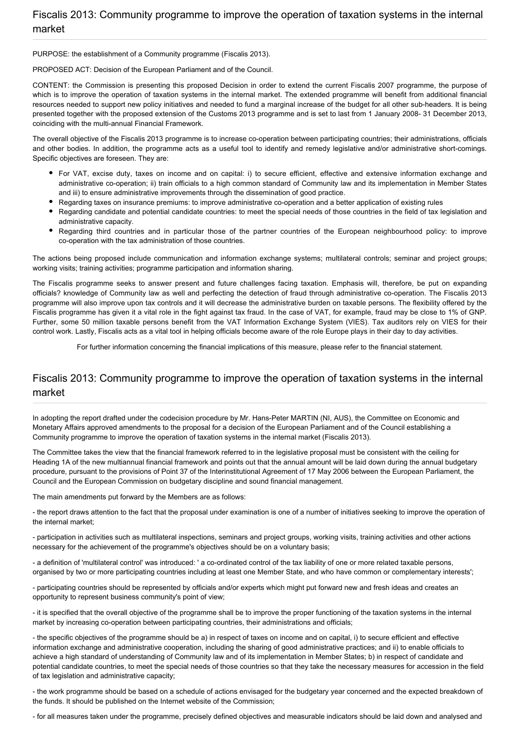## Fiscalis 2013: Community programme to improve the operation of taxation systems in the internal market

PURPOSE: the establishment of a Community programme (Fiscalis 2013).

PROPOSED ACT: Decision of the European Parliament and of the Council.

CONTENT: the Commission is presenting this proposed Decision in order to extend the current Fiscalis 2007 programme, the purpose of which is to improve the operation of taxation systems in the internal market. The extended programme will benefit from additional financial resources needed to support new policy initiatives and needed to fund a marginal increase of the budget for all other sub-headers. It is being presented together with the proposed extension of the Customs 2013 programme and is set to last from 1 January 2008- 31 December 2013, coinciding with the multi-annual Financial Framework.

The overall objective of the Fiscalis 2013 programme is to increase co-operation between participating countries; their administrations, officials and other bodies. In addition, the programme acts as a useful tool to identify and remedy legislative and/or administrative short-comings. Specific objectives are foreseen. They are:

- For VAT, excise duty, taxes on income and on capital: i) to secure efficient, effective and extensive information exchange and administrative co-operation; ii) train officials to a high common standard of Community law and its implementation in Member States and iii) to ensure administrative improvements through the dissemination of good practice.
- Regarding taxes on insurance premiums: to improve administrative co-operation and a better application of existing rules
- Regarding candidate and potential candidate countries: to meet the special needs of those countries in the field of tax legislation and administrative capacity.
- Regarding third countries and in particular those of the partner countries of the European neighbourhood policy: to improve co-operation with the tax administration of those countries.

The actions being proposed include communication and information exchange systems; multilateral controls; seminar and project groups; working visits; training activities; programme participation and information sharing.

The Fiscalis programme seeks to answer present and future challenges facing taxation. Emphasis will, therefore, be put on expanding officials? knowledge of Community law as well and perfecting the detection of fraud through administrative co-operation. The Fiscalis 2013 programme will also improve upon tax controls and it will decrease the administrative burden on taxable persons. The flexibility offered by the Fiscalis programme has given it a vital role in the fight against tax fraud. In the case of VAT, for example, fraud may be close to 1% of GNP. Further, some 50 million taxable persons benefit from the VAT Information Exchange System (VIES). Tax auditors rely on VIES for their control work. Lastly, Fiscalis acts as a vital tool in helping officials become aware of the role Europe plays in their day to day activities.

For further information concerning the financial implications of this measure, please refer to the financial statement.

## Fiscalis 2013: Community programme to improve the operation of taxation systems in the internal market

In adopting the report drafted under the codecision procedure by Mr. Hans-Peter MARTIN (NI, AUS), the Committee on Economic and Monetary Affairs approved amendments to the proposal for a decision of the European Parliament and of the Council establishing a Community programme to improve the operation of taxation systems in the internal market (Fiscalis 2013).

The Committee takes the view that the financial framework referred to in the legislative proposal must be consistent with the ceiling for Heading 1A of the new multiannual financial framework and points out that the annual amount will be laid down during the annual budgetary procedure, pursuant to the provisions of Point 37 of the Interinstitutional Agreement of 17 May 2006 between the European Parliament, the Council and the European Commission on budgetary discipline and sound financial management.

The main amendments put forward by the Members are as follows:

- the report draws attention to the fact that the proposal under examination is one of a number of initiatives seeking to improve the operation of the internal market;

- participation in activities such as multilateral inspections, seminars and project groups, working visits, training activities and other actions necessary for the achievement of the programme's objectives should be on a voluntary basis;

- a definition of 'multilateral control' was introduced: ' a co-ordinated control of the tax liability of one or more related taxable persons, organised by two or more participating countries including at least one Member State, and who have common or complementary interests';

- participating countries should be represented by officials and/or experts which might put forward new and fresh ideas and creates an opportunity to represent business community's point of view;

- it is specified that the overall objective of the programme shall be to improve the proper functioning of the taxation systems in the internal market by increasing co-operation between participating countries, their administrations and officials;

- the specific objectives of the programme should be a) in respect of taxes on income and on capital, i) to secure efficient and effective information exchange and administrative cooperation, including the sharing of good administrative practices; and ii) to enable officials to achieve a high standard of understanding of Community law and of its implementation in Member States; b) in respect of candidate and potential candidate countries, to meet the special needs of those countries so that they take the necessary measures for accession in the field of tax legislation and administrative capacity;

- the work programme should be based on a schedule of actions envisaged for the budgetary year concerned and the expected breakdown of the funds. It should be published on the Internet website of the Commission;

- for all measures taken under the programme, precisely defined objectives and measurable indicators should be laid down and analysed and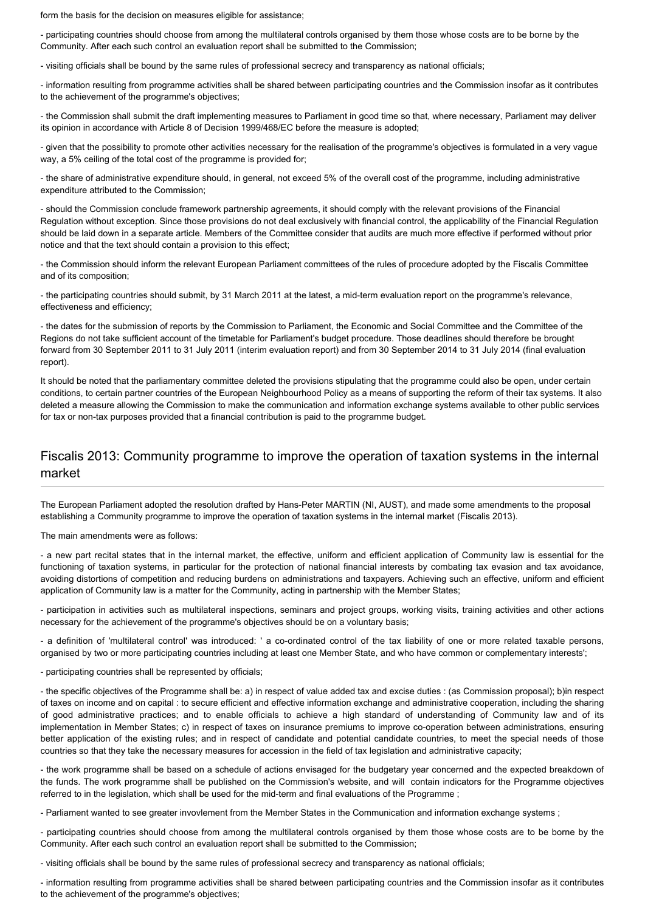form the basis for the decision on measures eligible for assistance;

- participating countries should choose from among the multilateral controls organised by them those whose costs are to be borne by the Community. After each such control an evaluation report shall be submitted to the Commission;

- visiting officials shall be bound by the same rules of professional secrecy and transparency as national officials;

- information resulting from programme activities shall be shared between participating countries and the Commission insofar as it contributes to the achievement of the programme's objectives;

- the Commission shall submit the draft implementing measures to Parliament in good time so that, where necessary, Parliament may deliver its opinion in accordance with Article 8 of Decision 1999/468/EC before the measure is adopted;

- given that the possibility to promote other activities necessary for the realisation of the programme's objectives is formulated in a very vague way, a 5% ceiling of the total cost of the programme is provided for;

- the share of administrative expenditure should, in general, not exceed 5% of the overall cost of the programme, including administrative expenditure attributed to the Commission;

- should the Commission conclude framework partnership agreements, it should comply with the relevant provisions of the Financial Regulation without exception. Since those provisions do not deal exclusively with financial control, the applicability of the Financial Regulation should be laid down in a separate article. Members of the Committee consider that audits are much more effective if performed without prior notice and that the text should contain a provision to this effect;

- the Commission should inform the relevant European Parliament committees of the rules of procedure adopted by the Fiscalis Committee and of its composition;

- the participating countries should submit, by 31 March 2011 at the latest, a mid-term evaluation report on the programme's relevance, effectiveness and efficiency;

- the dates for the submission of reports by the Commission to Parliament, the Economic and Social Committee and the Committee of the Regions do not take sufficient account of the timetable for Parliament's budget procedure. Those deadlines should therefore be brought forward from 30 September 2011 to 31 July 2011 (interim evaluation report) and from 30 September 2014 to 31 July 2014 (final evaluation report).

It should be noted that the parliamentary committee deleted the provisions stipulating that the programme could also be open, under certain conditions, to certain partner countries of the European Neighbourhood Policy as a means of supporting the reform of their tax systems. It also deleted a measure allowing the Commission to make the communication and information exchange systems available to other public services for tax or non-tax purposes provided that a financial contribution is paid to the programme budget.

## Fiscalis 2013: Community programme to improve the operation of taxation systems in the internal market

The European Parliament adopted the resolution drafted by Hans-Peter MARTIN (NI, AUST), and made some amendments to the proposal establishing a Community programme to improve the operation of taxation systems in the internal market (Fiscalis 2013).

The main amendments were as follows:

- a new part recital states that in the internal market, the effective, uniform and efficient application of Community law is essential for the functioning of taxation systems, in particular for the protection of national financial interests by combating tax evasion and tax avoidance, avoiding distortions of competition and reducing burdens on administrations and taxpayers. Achieving such an effective, uniform and efficient application of Community law is a matter for the Community, acting in partnership with the Member States;

- participation in activities such as multilateral inspections, seminars and project groups, working visits, training activities and other actions necessary for the achievement of the programme's objectives should be on a voluntary basis;

- a definition of 'multilateral control' was introduced: ' a co-ordinated control of the tax liability of one or more related taxable persons, organised by two or more participating countries including at least one Member State, and who have common or complementary interests';

- participating countries shall be represented by officials;

- the specific objectives of the Programme shall be: a) in respect of value added tax and excise duties : (as Commission proposal); b)in respect of taxes on income and on capital : to secure efficient and effective information exchange and administrative cooperation, including the sharing of good administrative practices; and to enable officials to achieve a high standard of understanding of Community law and of its implementation in Member States; c) in respect of taxes on insurance premiums to improve co-operation between administrations, ensuring better application of the existing rules; and in respect of candidate and potential candidate countries, to meet the special needs of those countries so that they take the necessary measures for accession in the field of tax legislation and administrative capacity;

- the work programme shall be based on a schedule of actions envisaged for the budgetary year concerned and the expected breakdown of the funds. The work programme shall be published on the Commission's website, and will contain indicators for the Programme objectives referred to in the legislation, which shall be used for the mid-term and final evaluations of the Programme ;

- Parliament wanted to see greater invovlement from the Member States in the Communication and information exchange systems ;

- participating countries should choose from among the multilateral controls organised by them those whose costs are to be borne by the Community. After each such control an evaluation report shall be submitted to the Commission;

- visiting officials shall be bound by the same rules of professional secrecy and transparency as national officials;

- information resulting from programme activities shall be shared between participating countries and the Commission insofar as it contributes to the achievement of the programme's objectives;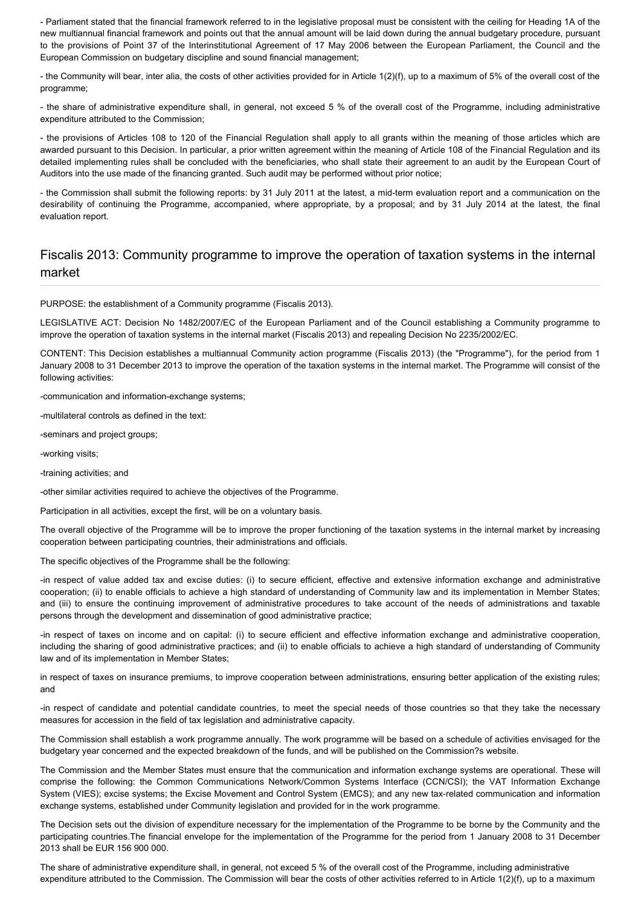- Parliament stated that the financial framework referred to in the legislative proposal must be consistent with the ceiling for Heading 1A of the new multiannual financial framework and points out that the annual amount will be laid down during the annual budgetary procedure, pursuant to the provisions of Point 37 of the Interinstitutional Agreement of 17 May 2006 between the European Parliament, the Council and the European Commission on budgetary discipline and sound financial management;

- the Community will bear, inter alia, the costs of other activities provided for in Article 1(2)(f), up to a maximum of 5% of the overall cost of the programme;

- the share of administrative expenditure shall, in general, not exceed 5 % of the overall cost of the Programme, including administrative expenditure attributed to the Commission;

- the provisions of Articles 108 to 120 of the Financial Regulation shall apply to all grants within the meaning of those articles which are awarded pursuant to this Decision. In particular, a prior written agreement within the meaning of Article 108 of the Financial Regulation and its detailed implementing rules shall be concluded with the beneficiaries, who shall state their agreement to an audit by the European Court of Auditors into the use made of the financing granted. Such audit may be performed without prior notice;

- the Commission shall submit the following reports: by 31 July 2011 at the latest, a mid-term evaluation report and a communication on the desirability of continuing the Programme, accompanied, where appropriate, by a proposal; and by 31 July 2014 at the latest, the final evaluation report.

## Fiscalis 2013: Community programme to improve the operation of taxation systems in the internal market

PURPOSE: the establishment of a Community programme (Fiscalis 2013).

LEGISLATIVE ACT: Decision No 1482/2007/EC of the European Parliament and of the Council establishing a Community programme to improve the operation of taxation systems in the internal market (Fiscalis 2013) and repealing Decision No 2235/2002/EC.

CONTENT: This Decision establishes a multiannual Community action programme (Fiscalis 2013) (the "Programme"), for the period from 1 January 2008 to 31 December 2013 to improve the operation of the taxation systems in the internal market. The Programme will consist of the following activities:

-communication and information-exchange systems;

-multilateral controls as defined in the text:

-seminars and project groups;

-working visits;

-training activities; and

-other similar activities required to achieve the objectives of the Programme.

Participation in all activities, except the first, will be on a voluntary basis.

The overall objective of the Programme will be to improve the proper functioning of the taxation systems in the internal market by increasing cooperation between participating countries, their administrations and officials.

The specific objectives of the Programme shall be the following:

-in respect of value added tax and excise duties: (i) to secure efficient, effective and extensive information exchange and administrative cooperation; (ii) to enable officials to achieve a high standard of understanding of Community law and its implementation in Member States; and (iii) to ensure the continuing improvement of administrative procedures to take account of the needs of administrations and taxable persons through the development and dissemination of good administrative practice;

-in respect of taxes on income and on capital: (i) to secure efficient and effective information exchange and administrative cooperation, including the sharing of good administrative practices; and (ii) to enable officials to achieve a high standard of understanding of Community law and of its implementation in Member States;

in respect of taxes on insurance premiums, to improve cooperation between administrations, ensuring better application of the existing rules; and

-in respect of candidate and potential candidate countries, to meet the special needs of those countries so that they take the necessary measures for accession in the field of tax legislation and administrative capacity.

The Commission shall establish a work programme annually. The work programme will be based on a schedule of activities envisaged for the budgetary year concerned and the expected breakdown of the funds, and will be published on the Commission?s website.

The Commission and the Member States must ensure that the communication and information exchange systems are operational. These will comprise the following: the Common Communications Network/Common Systems Interface (CCN/CSI); the VAT Information Exchange System (VIES); excise systems; the Excise Movement and Control System (EMCS); and any new tax-related communication and information exchange systems, established under Community legislation and provided for in the work programme.

The Decision sets out the division of expenditure necessary for the implementation of the Programme to be borne by the Community and the participating countries.The financial envelope for the implementation of the Programme for the period from 1 January 2008 to 31 December 2013 shall be EUR 156 900 000.

The share of administrative expenditure shall, in general, not exceed 5 % of the overall cost of the Programme, including administrative expenditure attributed to the Commission. The Commission will bear the costs of other activities referred to in Article 1(2)(f), up to a maximum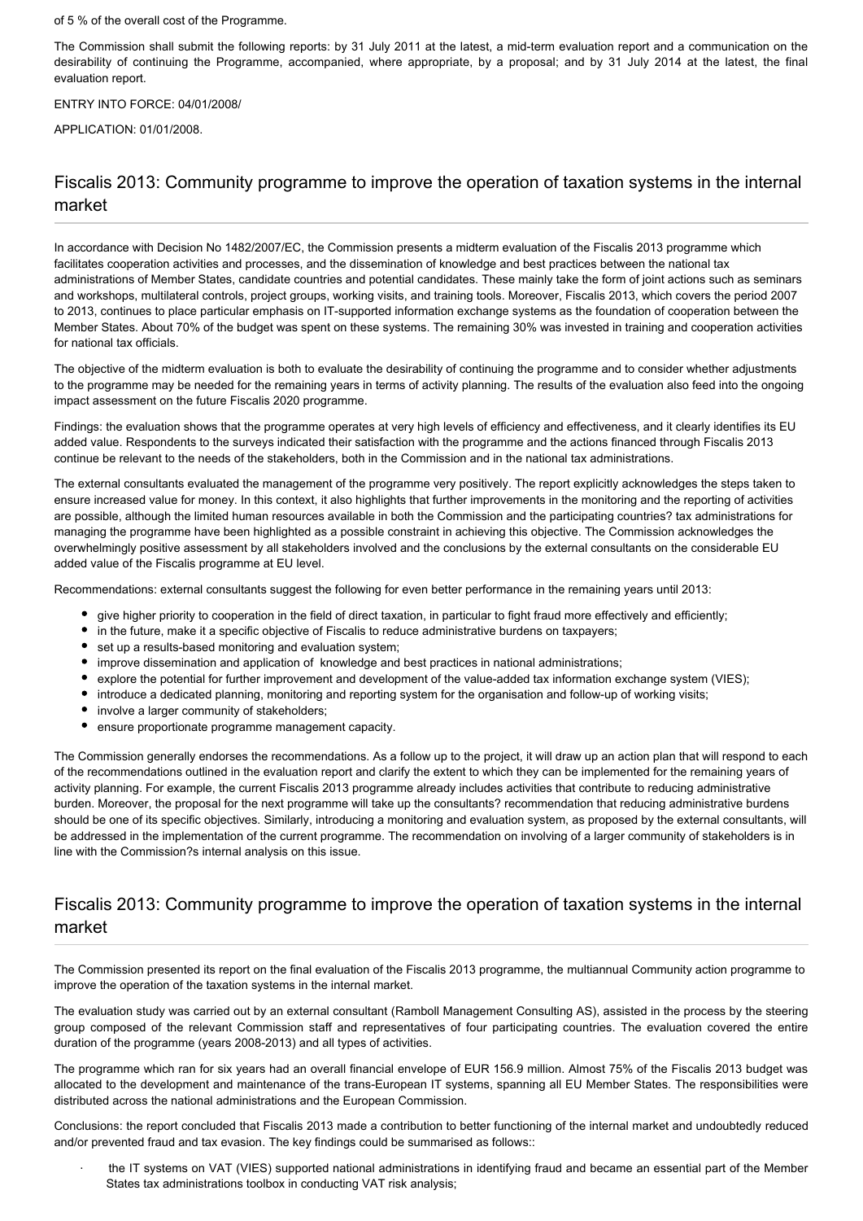of 5 % of the overall cost of the Programme.

The Commission shall submit the following reports: by 31 July 2011 at the latest, a mid-term evaluation report and a communication on the desirability of continuing the Programme, accompanied, where appropriate, by a proposal; and by 31 July 2014 at the latest, the final evaluation report.

ENTRY INTO FORCE: 04/01/2008/

APPLICATION: 01/01/2008.

## Fiscalis 2013: Community programme to improve the operation of taxation systems in the internal market

In accordance with Decision No 1482/2007/EC, the Commission presents a midterm evaluation of the Fiscalis 2013 programme which facilitates cooperation activities and processes, and the dissemination of knowledge and best practices between the national tax administrations of Member States, candidate countries and potential candidates. These mainly take the form of joint actions such as seminars and workshops, multilateral controls, project groups, working visits, and training tools. Moreover, Fiscalis 2013, which covers the period 2007 to 2013, continues to place particular emphasis on IT-supported information exchange systems as the foundation of cooperation between the Member States. About 70% of the budget was spent on these systems. The remaining 30% was invested in training and cooperation activities for national tax officials.

The objective of the midterm evaluation is both to evaluate the desirability of continuing the programme and to consider whether adjustments to the programme may be needed for the remaining years in terms of activity planning. The results of the evaluation also feed into the ongoing impact assessment on the future Fiscalis 2020 programme.

Findings: the evaluation shows that the programme operates at very high levels of efficiency and effectiveness, and it clearly identifies its EU added value. Respondents to the surveys indicated their satisfaction with the programme and the actions financed through Fiscalis 2013 continue be relevant to the needs of the stakeholders, both in the Commission and in the national tax administrations.

The external consultants evaluated the management of the programme very positively. The report explicitly acknowledges the steps taken to ensure increased value for money. In this context, it also highlights that further improvements in the monitoring and the reporting of activities are possible, although the limited human resources available in both the Commission and the participating countries? tax administrations for managing the programme have been highlighted as a possible constraint in achieving this objective. The Commission acknowledges the overwhelmingly positive assessment by all stakeholders involved and the conclusions by the external consultants on the considerable EU added value of the Fiscalis programme at EU level.

Recommendations: external consultants suggest the following for even better performance in the remaining years until 2013:

- give higher priority to cooperation in the field of direct taxation, in particular to fight fraud more effectively and efficiently;
- in the future, make it a specific objective of Fiscalis to reduce administrative burdens on taxpayers;
- set up a results-based monitoring and evaluation system;
- improve dissemination and application of knowledge and best practices in national administrations;
- explore the potential for further improvement and development of the value-added tax information exchange system (VIES);
- introduce a dedicated planning, monitoring and reporting system for the organisation and follow-up of working visits;
- involve a larger community of stakeholders;
- ensure proportionate programme management capacity.

The Commission generally endorses the recommendations. As a follow up to the project, it will draw up an action plan that will respond to each of the recommendations outlined in the evaluation report and clarify the extent to which they can be implemented for the remaining years of activity planning. For example, the current Fiscalis 2013 programme already includes activities that contribute to reducing administrative burden. Moreover, the proposal for the next programme will take up the consultants? recommendation that reducing administrative burdens should be one of its specific objectives. Similarly, introducing a monitoring and evaluation system, as proposed by the external consultants, will be addressed in the implementation of the current programme. The recommendation on involving of a larger community of stakeholders is in line with the Commission?s internal analysis on this issue.

## Fiscalis 2013: Community programme to improve the operation of taxation systems in the internal market

The Commission presented its report on the final evaluation of the Fiscalis 2013 programme, the multiannual Community action programme to improve the operation of the taxation systems in the internal market.

The evaluation study was carried out by an external consultant (Ramboll Management Consulting AS), assisted in the process by the steering group composed of the relevant Commission staff and representatives of four participating countries. The evaluation covered the entire duration of the programme (years 2008-2013) and all types of activities.

The programme which ran for six years had an overall financial envelope of EUR 156.9 million. Almost 75% of the Fiscalis 2013 budget was allocated to the development and maintenance of the trans-European IT systems, spanning all EU Member States. The responsibilities were distributed across the national administrations and the European Commission.

Conclusions: the report concluded that Fiscalis 2013 made a contribution to better functioning of the internal market and undoubtedly reduced and/or prevented fraud and tax evasion. The key findings could be summarised as follows::

- the IT systems on VAT (VIES) supported national administrations in identifying fraud and became an essential part of the Member States tax administrations toolbox in conducting VAT risk analysis;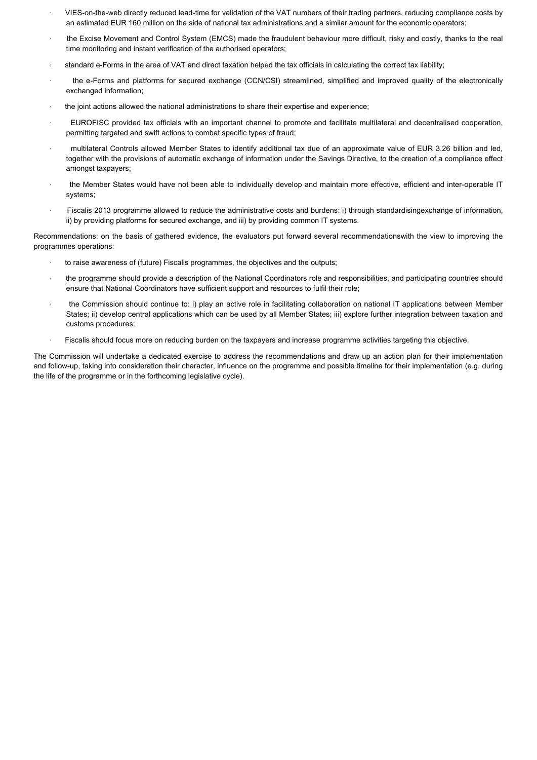- VIES-on-the-web directly reduced lead-time for validation of the VAT numbers of their trading partners, reducing compliance costs by an estimated EUR 160 million on the side of national tax administrations and a similar amount for the economic operators;
- the Excise Movement and Control System (EMCS) made the fraudulent behaviour more difficult, risky and costly, thanks to the real time monitoring and instant verification of the authorised operators;
- standard e-Forms in the area of VAT and direct taxation helped the tax officials in calculating the correct tax liability;
- the e-Forms and platforms for secured exchange (CCN/CSI) streamlined, simplified and improved quality of the electronically exchanged information;
- the joint actions allowed the national administrations to share their expertise and experience;
- EUROFISC provided tax officials with an important channel to promote and facilitate multilateral and decentralised cooperation, permitting targeted and swift actions to combat specific types of fraud;
- multilateral Controls allowed Member States to identify additional tax due of an approximate value of EUR 3.26 billion and led, together with the provisions of automatic exchange of information under the Savings Directive, to the creation of a compliance effect amongst taxpayers;
- the Member States would have not been able to individually develop and maintain more effective, efficient and inter-operable IT systems;
- Fiscalis 2013 programme allowed to reduce the administrative costs and burdens: i) through standardisingexchange of information, ii) by providing platforms for secured exchange, and iii) by providing common IT systems.

Recommendations: on the basis of gathered evidence, the evaluators put forward several recommendationswith the view to improving the programmes operations:

- to raise awareness of (future) Fiscalis programmes, the objectives and the outputs;
- the programme should provide a description of the National Coordinators role and responsibilities, and participating countries should ensure that National Coordinators have sufficient support and resources to fulfil their role;
- the Commission should continue to: i) play an active role in facilitating collaboration on national IT applications between Member States; ii) develop central applications which can be used by all Member States; iii) explore further integration between taxation and customs procedures;
- Fiscalis should focus more on reducing burden on the taxpayers and increase programme activities targeting this objective.

The Commission will undertake a dedicated exercise to address the recommendations and draw up an action plan for their implementation and follow-up, taking into consideration their character, influence on the programme and possible timeline for their implementation (e.g. during the life of the programme or in the forthcoming legislative cycle).